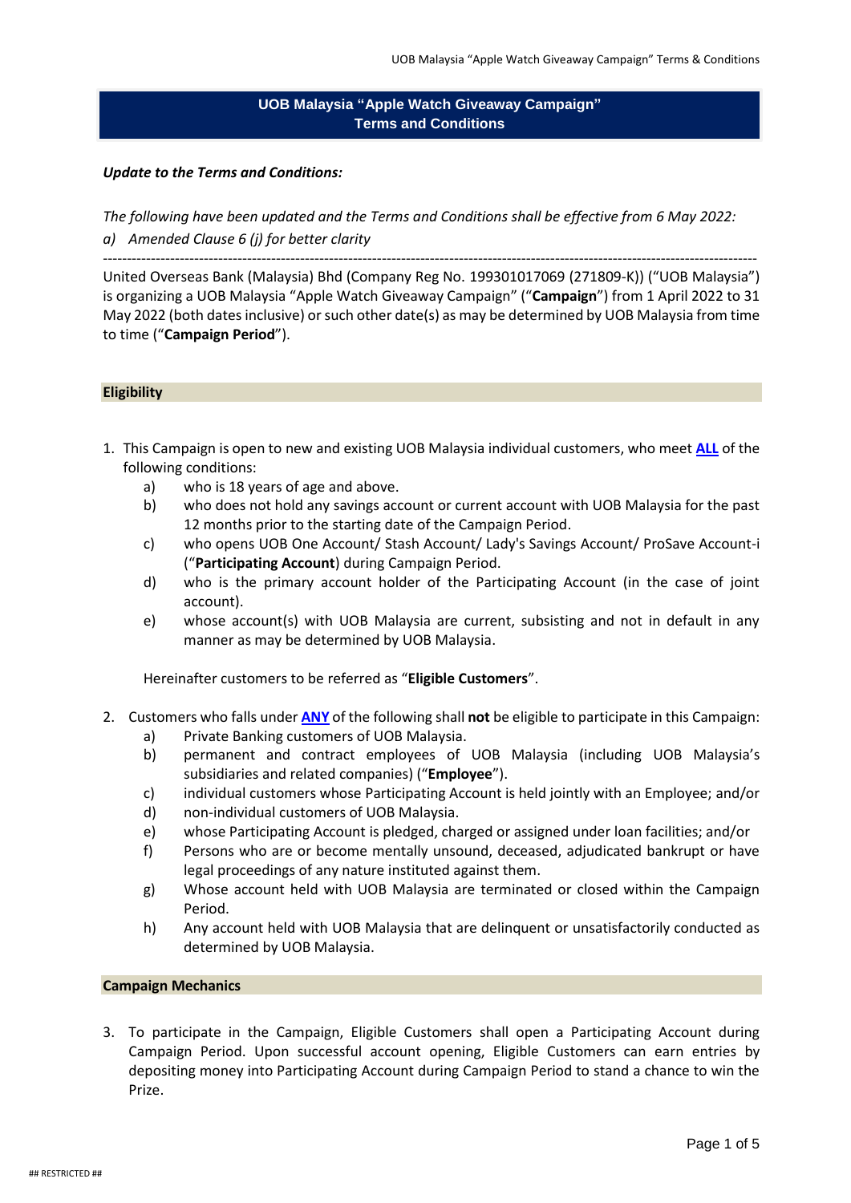# UOB Malaysia "Apple Watch Giveaway Campaign" Terms and Conditions

***Update to the Terms and Conditions:***

*The following have been updated and the Terms and Conditions shall be effective from 6 May 2022:*

*a) Amended Clause 6 (j) for better clarity*

---

United Overseas Bank (Malaysia) Bhd (Company Reg No. 199301017069 (271809-K)) ("UOB Malaysia") is organizing a UOB Malaysia "Apple Watch Giveaway Campaign" ("**Campaign**") from 1 April 2022 to 31 May 2022 (both dates inclusive) or such other date(s) as may be determined by UOB Malaysia from time to time ("**Campaign Period**").

## Eligibility

1. This Campaign is open to new and existing UOB Malaysia individual customers, who meet **ALL** of the following conditions:
   a) who is 18 years of age and above.
   b) who does not hold any savings account or current account with UOB Malaysia for the past 12 months prior to the starting date of the Campaign Period.
   c) who opens UOB One Account/ Stash Account/ Lady's Savings Account/ ProSave Account-i ("**Participating Account**) during Campaign Period.
   d) who is the primary account holder of the Participating Account (in the case of joint account).
   e) whose account(s) with UOB Malaysia are current, subsisting and not in default in any manner as may be determined by UOB Malaysia.

   Hereinafter customers to be referred as "**Eligible Customers**".

2. Customers who falls under **ANY** of the following shall **not** be eligible to participate in this Campaign:
   a) Private Banking customers of UOB Malaysia.
   b) permanent and contract employees of UOB Malaysia (including UOB Malaysia's subsidiaries and related companies) ("**Employee**").
   c) individual customers whose Participating Account is held jointly with an Employee; and/or
   d) non-individual customers of UOB Malaysia.
   e) whose Participating Account is pledged, charged or assigned under loan facilities; and/or
   f) Persons who are or become mentally unsound, deceased, adjudicated bankrupt or have legal proceedings of any nature instituted against them.
   g) Whose account held with UOB Malaysia are terminated or closed within the Campaign Period.
   h) Any account held with UOB Malaysia that are delinquent or unsatisfactorily conducted as determined by UOB Malaysia.

## Campaign Mechanics

3. To participate in the Campaign, Eligible Customers shall open a Participating Account during Campaign Period. Upon successful account opening, Eligible Customers can earn entries by depositing money into Participating Account during Campaign Period to stand a chance to win the Prize.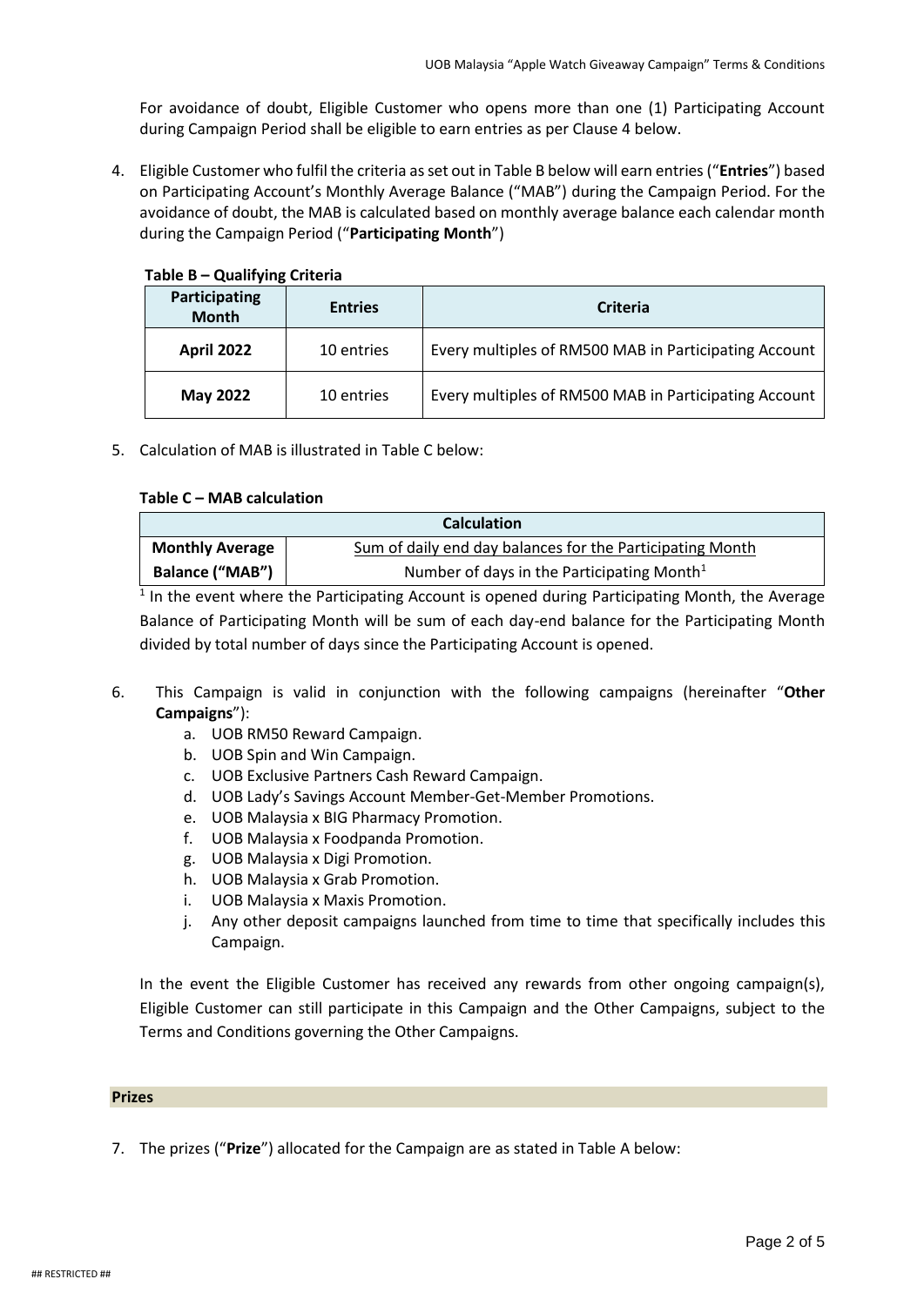For avoidance of doubt, Eligible Customer who opens more than one (1) Participating Account during Campaign Period shall be eligible to earn entries as per Clause 4 below.

4. Eligible Customer who fulfil the criteria as set out in Table B below will earn entries ("**Entries**") based on Participating Account's Monthly Average Balance ("MAB") during the Campaign Period. For the avoidance of doubt, the MAB is calculated based on monthly average balance each calendar month during the Campaign Period ("**Participating Month**")

**Table B – Qualifying Criteria**

| Participating Month | Entries | Criteria |
|---|---|---|
| **April 2022** | 10 entries | Every multiples of RM500 MAB in Participating Account |
| **May 2022** | 10 entries | Every multiples of RM500 MAB in Participating Account |

5. Calculation of MAB is illustrated in Table C below:

**Table C – MAB calculation**

| Calculation | |
|---|---|
| **Monthly Average Balance ("MAB")** | $\frac{\text{Sum of daily end day balances for the Participating Month}}{\text{Number of days in the Participating Month}^{1}}$ |

[1] In the event where the Participating Account is opened during Participating Month, the Average Balance of Participating Month will be sum of each day-end balance for the Participating Month divided by total number of days since the Participating Account is opened.

6. This Campaign is valid in conjunction with the following campaigns (hereinafter "**Other Campaigns**"):
   a. UOB RM50 Reward Campaign.
   b. UOB Spin and Win Campaign.
   c. UOB Exclusive Partners Cash Reward Campaign.
   d. UOB Lady's Savings Account Member-Get-Member Promotions.
   e. UOB Malaysia x BIG Pharmacy Promotion.
   f. UOB Malaysia x Foodpanda Promotion.
   g. UOB Malaysia x Digi Promotion.
   h. UOB Malaysia x Grab Promotion.
   i. UOB Malaysia x Maxis Promotion.
   j. Any other deposit campaigns launched from time to time that specifically includes this Campaign.

   In the event the Eligible Customer has received any rewards from other ongoing campaign(s), Eligible Customer can still participate in this Campaign and the Other Campaigns, subject to the Terms and Conditions governing the Other Campaigns.

## Prizes

7. The prizes ("**Prize**") allocated for the Campaign are as stated in Table A below: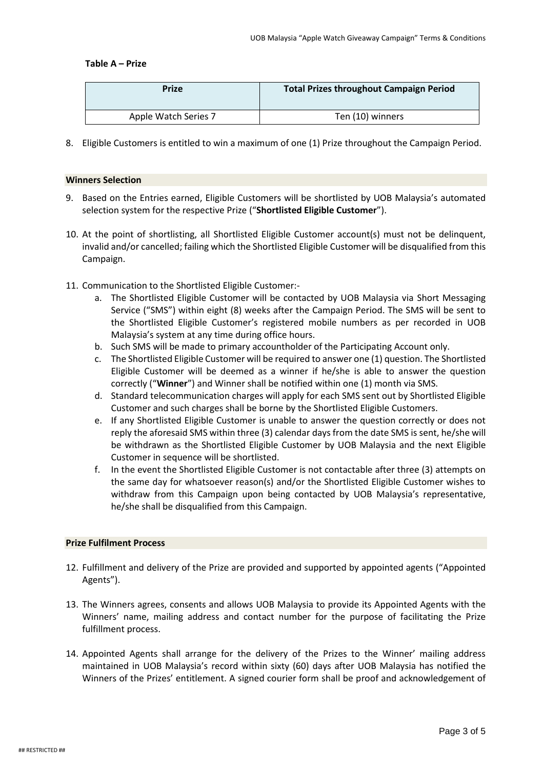**Table A – Prize**

| Prize | Total Prizes throughout Campaign Period |
|---|---|
| Apple Watch Series 7 | Ten (10) winners |

8. Eligible Customers is entitled to win a maximum of one (1) Prize throughout the Campaign Period.

**Winners Selection**

9. Based on the Entries earned, Eligible Customers will be shortlisted by UOB Malaysia's automated selection system for the respective Prize ("**Shortlisted Eligible Customer**").

10. At the point of shortlisting, all Shortlisted Eligible Customer account(s) must not be delinquent, invalid and/or cancelled; failing which the Shortlisted Eligible Customer will be disqualified from this Campaign.

11. Communication to the Shortlisted Eligible Customer:-
    a. The Shortlisted Eligible Customer will be contacted by UOB Malaysia via Short Messaging Service ("SMS") within eight (8) weeks after the Campaign Period. The SMS will be sent to the Shortlisted Eligible Customer's registered mobile numbers as per recorded in UOB Malaysia's system at any time during office hours.
    b. Such SMS will be made to primary accountholder of the Participating Account only.
    c. The Shortlisted Eligible Customer will be required to answer one (1) question. The Shortlisted Eligible Customer will be deemed as a winner if he/she is able to answer the question correctly ("**Winner**") and Winner shall be notified within one (1) month via SMS.
    d. Standard telecommunication charges will apply for each SMS sent out by Shortlisted Eligible Customer and such charges shall be borne by the Shortlisted Eligible Customers.
    e. If any Shortlisted Eligible Customer is unable to answer the question correctly or does not reply the aforesaid SMS within three (3) calendar days from the date SMS is sent, he/she will be withdrawn as the Shortlisted Eligible Customer by UOB Malaysia and the next Eligible Customer in sequence will be shortlisted.
    f. In the event the Shortlisted Eligible Customer is not contactable after three (3) attempts on the same day for whatsoever reason(s) and/or the Shortlisted Eligible Customer wishes to withdraw from this Campaign upon being contacted by UOB Malaysia's representative, he/she shall be disqualified from this Campaign.

**Prize Fulfilment Process**

12. Fulfillment and delivery of the Prize are provided and supported by appointed agents ("Appointed Agents").

13. The Winners agrees, consents and allows UOB Malaysia to provide its Appointed Agents with the Winners' name, mailing address and contact number for the purpose of facilitating the Prize fulfillment process.

14. Appointed Agents shall arrange for the delivery of the Prizes to the Winner' mailing address maintained in UOB Malaysia's record within sixty (60) days after UOB Malaysia has notified the Winners of the Prizes' entitlement. A signed courier form shall be proof and acknowledgement of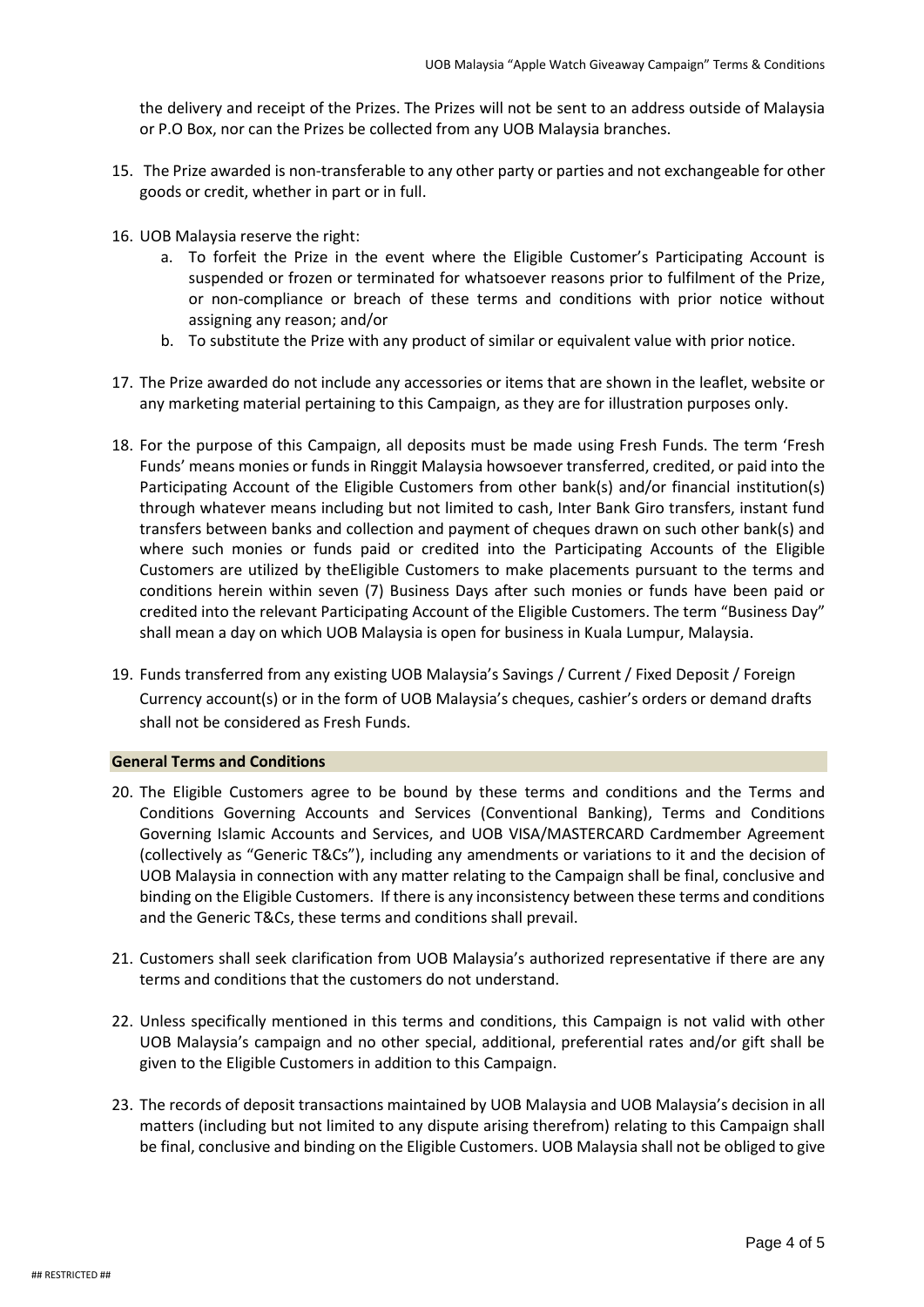the delivery and receipt of the Prizes. The Prizes will not be sent to an address outside of Malaysia or P.O Box, nor can the Prizes be collected from any UOB Malaysia branches.

15. The Prize awarded is non-transferable to any other party or parties and not exchangeable for other goods or credit, whether in part or in full.

16. UOB Malaysia reserve the right:
    a. To forfeit the Prize in the event where the Eligible Customer's Participating Account is suspended or frozen or terminated for whatsoever reasons prior to fulfilment of the Prize, or non-compliance or breach of these terms and conditions with prior notice without assigning any reason; and/or
    b. To substitute the Prize with any product of similar or equivalent value with prior notice.

17. The Prize awarded do not include any accessories or items that are shown in the leaflet, website or any marketing material pertaining to this Campaign, as they are for illustration purposes only.

18. For the purpose of this Campaign, all deposits must be made using Fresh Funds. The term 'Fresh Funds' means monies or funds in Ringgit Malaysia howsoever transferred, credited, or paid into the Participating Account of the Eligible Customers from other bank(s) and/or financial institution(s) through whatever means including but not limited to cash, Inter Bank Giro transfers, instant fund transfers between banks and collection and payment of cheques drawn on such other bank(s) and where such monies or funds paid or credited into the Participating Accounts of the Eligible Customers are utilized by theEligible Customers to make placements pursuant to the terms and conditions herein within seven (7) Business Days after such monies or funds have been paid or credited into the relevant Participating Account of the Eligible Customers. The term "Business Day" shall mean a day on which UOB Malaysia is open for business in Kuala Lumpur, Malaysia.

19. Funds transferred from any existing UOB Malaysia's Savings / Current / Fixed Deposit / Foreign Currency account(s) or in the form of UOB Malaysia's cheques, cashier's orders or demand drafts shall not be considered as Fresh Funds.

**General Terms and Conditions**

20. The Eligible Customers agree to be bound by these terms and conditions and the Terms and Conditions Governing Accounts and Services (Conventional Banking), Terms and Conditions Governing Islamic Accounts and Services, and UOB VISA/MASTERCARD Cardmember Agreement (collectively as "Generic T&Cs"), including any amendments or variations to it and the decision of UOB Malaysia in connection with any matter relating to the Campaign shall be final, conclusive and binding on the Eligible Customers. If there is any inconsistency between these terms and conditions and the Generic T&Cs, these terms and conditions shall prevail.

21. Customers shall seek clarification from UOB Malaysia's authorized representative if there are any terms and conditions that the customers do not understand.

22. Unless specifically mentioned in this terms and conditions, this Campaign is not valid with other UOB Malaysia's campaign and no other special, additional, preferential rates and/or gift shall be given to the Eligible Customers in addition to this Campaign.

23. The records of deposit transactions maintained by UOB Malaysia and UOB Malaysia's decision in all matters (including but not limited to any dispute arising therefrom) relating to this Campaign shall be final, conclusive and binding on the Eligible Customers. UOB Malaysia shall not be obliged to give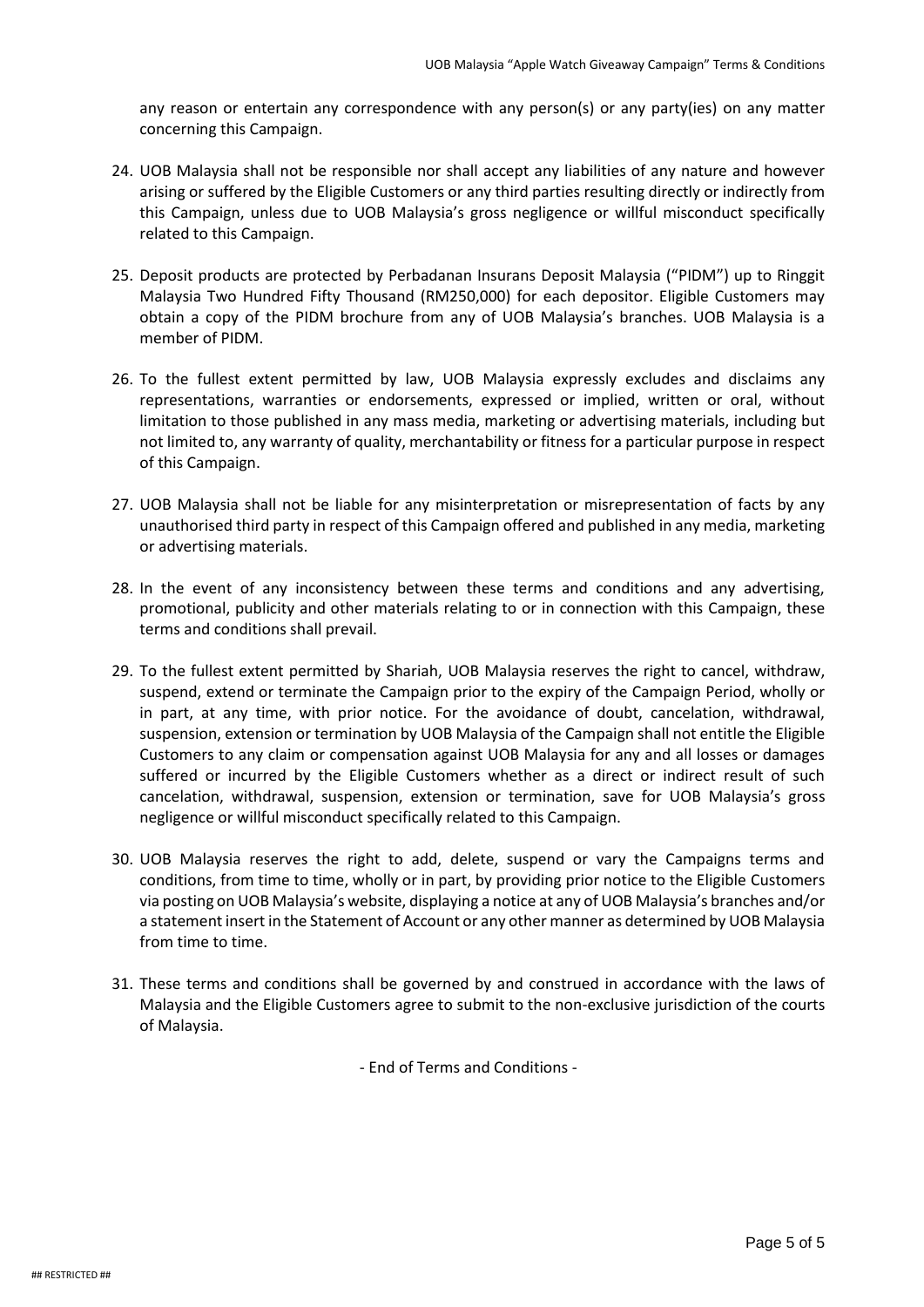any reason or entertain any correspondence with any person(s) or any party(ies) on any matter concerning this Campaign.

24. UOB Malaysia shall not be responsible nor shall accept any liabilities of any nature and however arising or suffered by the Eligible Customers or any third parties resulting directly or indirectly from this Campaign, unless due to UOB Malaysia's gross negligence or willful misconduct specifically related to this Campaign.

25. Deposit products are protected by Perbadanan Insurans Deposit Malaysia ("PIDM") up to Ringgit Malaysia Two Hundred Fifty Thousand (RM250,000) for each depositor. Eligible Customers may obtain a copy of the PIDM brochure from any of UOB Malaysia's branches. UOB Malaysia is a member of PIDM.

26. To the fullest extent permitted by law, UOB Malaysia expressly excludes and disclaims any representations, warranties or endorsements, expressed or implied, written or oral, without limitation to those published in any mass media, marketing or advertising materials, including but not limited to, any warranty of quality, merchantability or fitness for a particular purpose in respect of this Campaign.

27. UOB Malaysia shall not be liable for any misinterpretation or misrepresentation of facts by any unauthorised third party in respect of this Campaign offered and published in any media, marketing or advertising materials.

28. In the event of any inconsistency between these terms and conditions and any advertising, promotional, publicity and other materials relating to or in connection with this Campaign, these terms and conditions shall prevail.

29. To the fullest extent permitted by Shariah, UOB Malaysia reserves the right to cancel, withdraw, suspend, extend or terminate the Campaign prior to the expiry of the Campaign Period, wholly or in part, at any time, with prior notice. For the avoidance of doubt, cancelation, withdrawal, suspension, extension or termination by UOB Malaysia of the Campaign shall not entitle the Eligible Customers to any claim or compensation against UOB Malaysia for any and all losses or damages suffered or incurred by the Eligible Customers whether as a direct or indirect result of such cancelation, withdrawal, suspension, extension or termination, save for UOB Malaysia's gross negligence or willful misconduct specifically related to this Campaign.

30. UOB Malaysia reserves the right to add, delete, suspend or vary the Campaigns terms and conditions, from time to time, wholly or in part, by providing prior notice to the Eligible Customers via posting on UOB Malaysia's website, displaying a notice at any of UOB Malaysia's branches and/or a statement insert in the Statement of Account or any other manner as determined by UOB Malaysia from time to time.

31. These terms and conditions shall be governed by and construed in accordance with the laws of Malaysia and the Eligible Customers agree to submit to the non-exclusive jurisdiction of the courts of Malaysia.

- End of Terms and Conditions -

## RESTRICTED ##